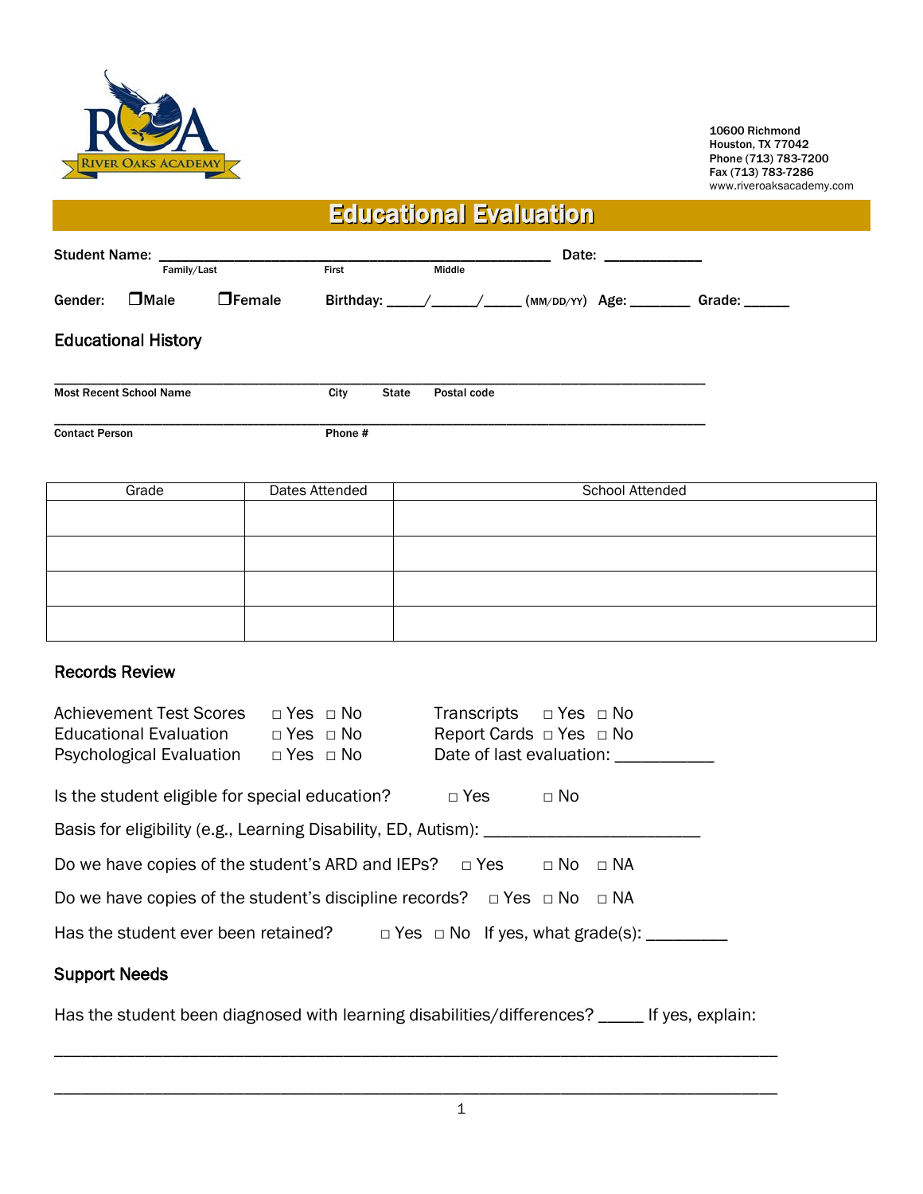RIVER OAKS ACADEMY

10600 Richmond
Houston, TX 77042
Phone (713) 783-7200
Fax (713) 783-7286
www.riveroaksacademy.com

# Educational Evaluation

**Student Name:** ____________________________________________ **Date:** ___________
Family/Last First Middle

**Gender:** ❒Male ❒Female **Birthday:** _____/______/_____ (MM/DD/YY) **Age:** ________ **Grade:** ______

## Educational History

______________________________________________________________________________
**Most Recent School Name** **City** **State** **Postal code**

______________________________________________________________________________
**Contact Person** **Phone #**

| Grade | Dates Attended | School Attended |
|---|---|---|
| | | |
| | | |
| | | |
| | | |

## Records Review

Achievement Test Scores □ Yes □ No
Educational Evaluation □ Yes □ No
Psychological Evaluation □ Yes □ No

Transcripts □ Yes □ No
Report Cards □ Yes □ No
Date of last evaluation: ___________

Is the student eligible for special education? □ Yes □ No

Basis for eligibility (e.g., Learning Disability, ED, Autism): ________________________

Do we have copies of the student's ARD and IEPs? □ Yes □ No □ NA

Do we have copies of the student's discipline records? □ Yes □ No □ NA

Has the student ever been retained? □ Yes □ No If yes, what grade(s): _________

## Support Needs

Has the student been diagnosed with learning disabilities/differences? _____ If yes, explain:

______________________________________________________________________________

______________________________________________________________________________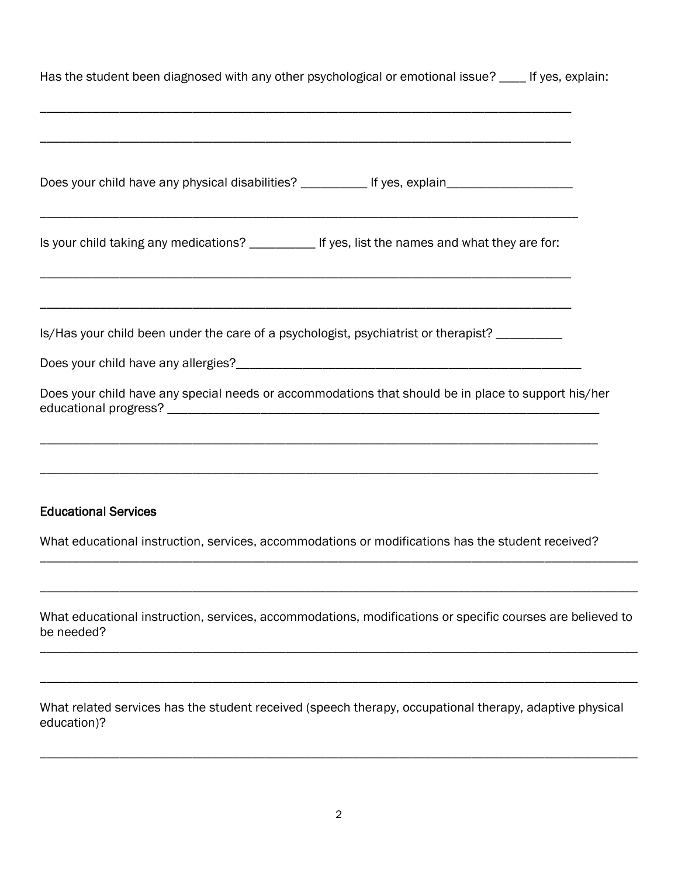Has the student been diagnosed with any other psychological or emotional issue? ____ If yes, explain:

_______________________________________________________________________________

_______________________________________________________________________________

Does your child have any physical disabilities? __________ If yes, explain___________________

_______________________________________________________________________________

Is your child taking any medications? __________ If yes, list the names and what they are for:

_______________________________________________________________________________

_______________________________________________________________________________

Is/Has your child been under the care of a psychologist, psychiatrist or therapist? __________

Does your child have any allergies?_______________________________________________________

Does your child have any special needs or accommodations that should be in place to support his/her educational progress? ___________________________________________________________________

_______________________________________________________________________________

_______________________________________________________________________________

**Educational Services**

What educational instruction, services, accommodations or modifications has the student received?
_______________________________________________________________________________________

_______________________________________________________________________________________

What educational instruction, services, accommodations, modifications or specific courses are believed to be needed?
_______________________________________________________________________________________

_______________________________________________________________________________________

What related services has the student received (speech therapy, occupational therapy, adaptive physical education)?

_______________________________________________________________________________________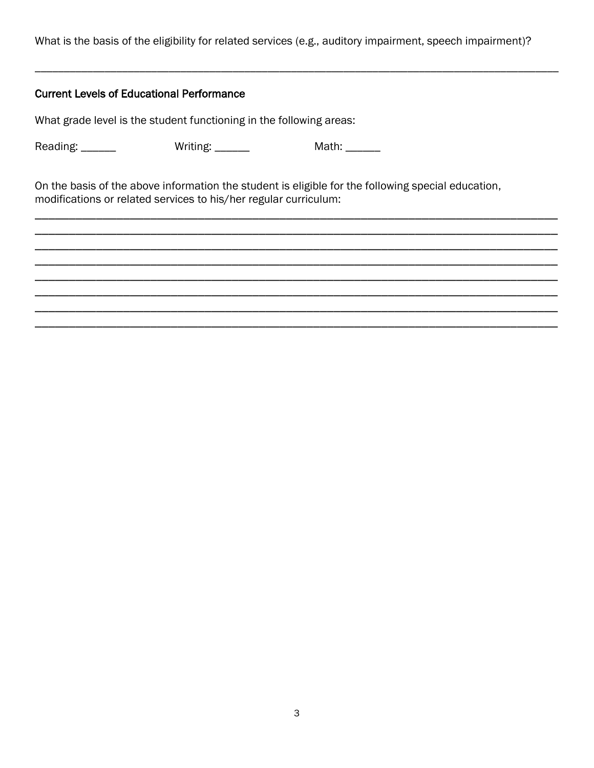What is the basis of the eligibility for related services (e.g., auditory impairment, speech impairment)?

______________________________________________________________________________

**Current Levels of Educational Performance**

What grade level is the student functioning in the following areas:

Reading: ______ Writing: ______ Math: ______

On the basis of the above information the student is eligible for the following special education, modifications or related services to his/her regular curriculum:

______________________________________________________________________________
______________________________________________________________________________
______________________________________________________________________________
______________________________________________________________________________
______________________________________________________________________________
______________________________________________________________________________
______________________________________________________________________________
______________________________________________________________________________